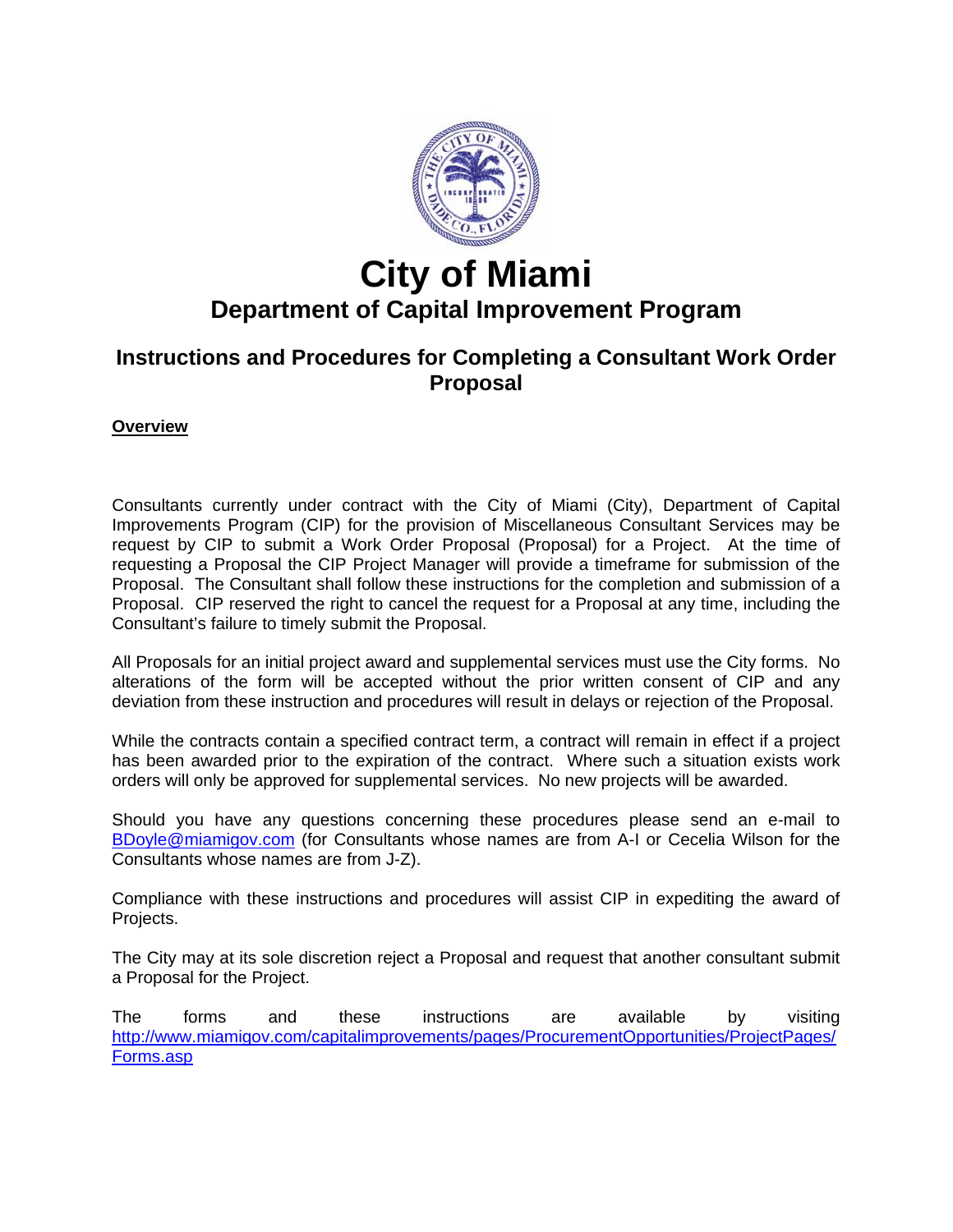# City of Miami

## Department of Capital Improvement Program

### Instructions and Procedures for Completing a Consultant Work Order Proposal

**Overview**

Consultants currently under contract with the City of Miami (City), Department of Capital Improvements Program (CIP) for the provision of Miscellaneous Consultant Services may be request by CIP to submit a Work Order Proposal (Proposal) for a Project. At the time of requesting a Proposal the CIP Project Manager will provide a timeframe for submission of the Proposal. The Consultant shall follow these instructions for the completion and submission of a Proposal. CIP reserved the right to cancel the request for a Proposal at any time, including the Consultant's failure to timely submit the Proposal.

All Proposals for an initial project award and supplemental services must use the City forms. No alterations of the form will be accepted without the prior written consent of CIP and any deviation from these instruction and procedures will result in delays or rejection of the Proposal.

While the contracts contain a specified contract term, a contract will remain in effect if a project has been awarded prior to the expiration of the contract. Where such a situation exists work orders will only be approved for supplemental services. No new projects will be awarded.

Should you have any questions concerning these procedures please send an e-mail to BDoyle@miamigov.com (for Consultants whose names are from A-I or Cecelia Wilson for the Consultants whose names are from J-Z).

Compliance with these instructions and procedures will assist CIP in expediting the award of Projects.

The City may at its sole discretion reject a Proposal and request that another consultant submit a Proposal for the Project.

The forms and these instructions are available by visiting http://www.miamigov.com/capitalimprovements/pages/ProcurementOpportunities/ProjectPages/Forms.asp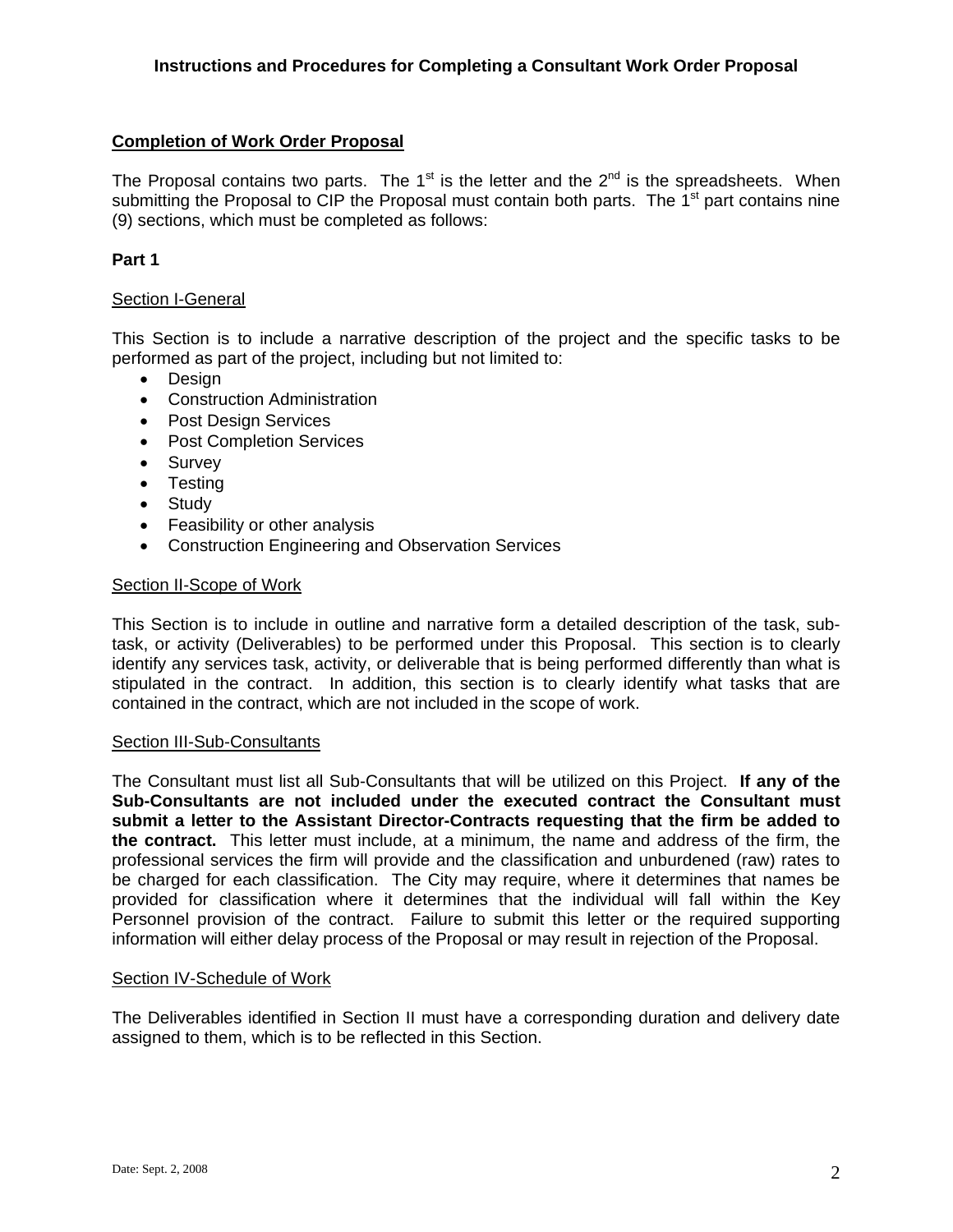## Completion of Work Order Proposal

The Proposal contains two parts. The 1st is the letter and the 2nd is the spreadsheets. When submitting the Proposal to CIP the Proposal must contain both parts. The 1st part contains nine (9) sections, which must be completed as follows:

**Part 1**

Section I-General

This Section is to include a narrative description of the project and the specific tasks to be performed as part of the project, including but not limited to:

- Design
- Construction Administration
- Post Design Services
- Post Completion Services
- Survey
- Testing
- Study
- Feasibility or other analysis
- Construction Engineering and Observation Services

Section II-Scope of Work

This Section is to include in outline and narrative form a detailed description of the task, sub-task, or activity (Deliverables) to be performed under this Proposal. This section is to clearly identify any services task, activity, or deliverable that is being performed differently than what is stipulated in the contract. In addition, this section is to clearly identify what tasks that are contained in the contract, which are not included in the scope of work.

Section III-Sub-Consultants

The Consultant must list all Sub-Consultants that will be utilized on this Project. **If any of the Sub-Consultants are not included under the executed contract the Consultant must submit a letter to the Assistant Director-Contracts requesting that the firm be added to the contract.** This letter must include, at a minimum, the name and address of the firm, the professional services the firm will provide and the classification and unburdened (raw) rates to be charged for each classification. The City may require, where it determines that names be provided for classification where it determines that the individual will fall within the Key Personnel provision of the contract. Failure to submit this letter or the required supporting information will either delay process of the Proposal or may result in rejection of the Proposal.

Section IV-Schedule of Work

The Deliverables identified in Section II must have a corresponding duration and delivery date assigned to them, which is to be reflected in this Section.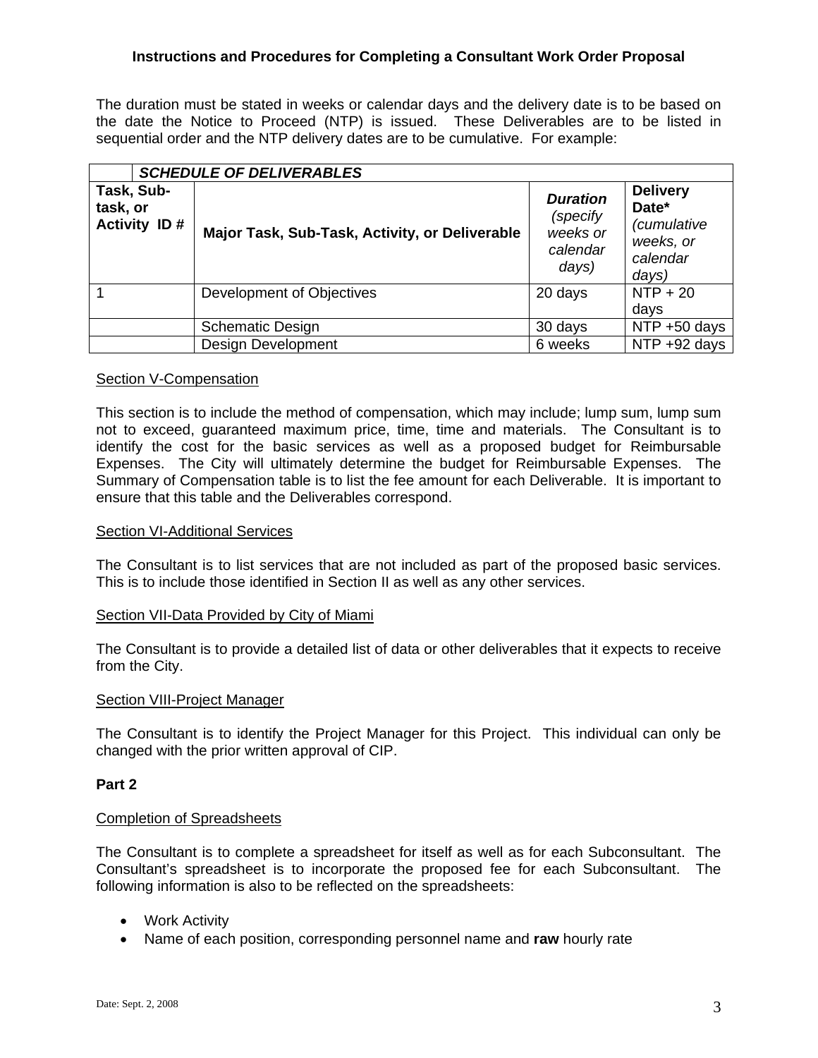**Instructions and Procedures for Completing a Consultant Work Order Proposal**

The duration must be stated in weeks or calendar days and the delivery date is to be based on the date the Notice to Proceed (NTP) is issued. These Deliverables are to be listed in sequential order and the NTP delivery dates are to be cumulative. For example:

| ***SCHEDULE OF DELIVERABLES*** | | | |
|---|---|---|---|
| **Task, Sub-task, or Activity ID #** | **Major Task, Sub-Task, Activity, or Deliverable** | ***Duration*** *(specify weeks or calendar days)* | **Delivery Date*** *(cumulative weeks, or calendar days)* |
| 1 | Development of Objectives | 20 days | NTP + 20 days |
| | Schematic Design | 30 days | NTP +50 days |
| | Design Development | 6 weeks | NTP +92 days |

Section V-Compensation

This section is to include the method of compensation, which may include; lump sum, lump sum not to exceed, guaranteed maximum price, time, time and materials. The Consultant is to identify the cost for the basic services as well as a proposed budget for Reimbursable Expenses. The City will ultimately determine the budget for Reimbursable Expenses. The Summary of Compensation table is to list the fee amount for each Deliverable. It is important to ensure that this table and the Deliverables correspond.

Section VI-Additional Services

The Consultant is to list services that are not included as part of the proposed basic services. This is to include those identified in Section II as well as any other services.

Section VII-Data Provided by City of Miami

The Consultant is to provide a detailed list of data or other deliverables that it expects to receive from the City.

Section VIII-Project Manager

The Consultant is to identify the Project Manager for this Project. This individual can only be changed with the prior written approval of CIP.

**Part 2**

Completion of Spreadsheets

The Consultant is to complete a spreadsheet for itself as well as for each Subconsultant. The Consultant's spreadsheet is to incorporate the proposed fee for each Subconsultant. The following information is also to be reflected on the spreadsheets:

- Work Activity
- Name of each position, corresponding personnel name and **raw** hourly rate

Date: Sept. 2, 2008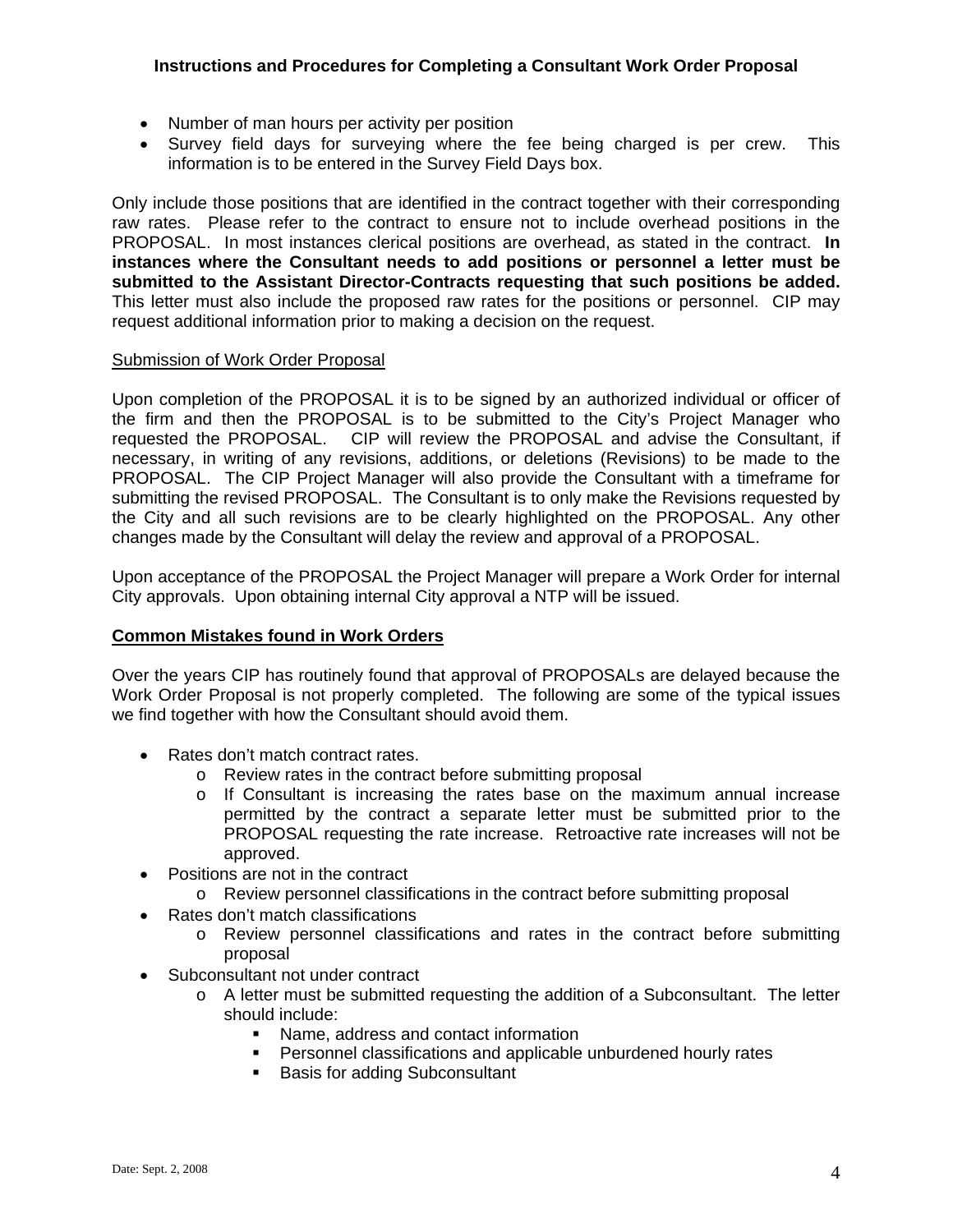- Number of man hours per activity per position
- Survey field days for surveying where the fee being charged is per crew. This information is to be entered in the Survey Field Days box.

Only include those positions that are identified in the contract together with their corresponding raw rates. Please refer to the contract to ensure not to include overhead positions in the PROPOSAL. In most instances clerical positions are overhead, as stated in the contract. **In instances where the Consultant needs to add positions or personnel a letter must be submitted to the Assistant Director-Contracts requesting that such positions be added.** This letter must also include the proposed raw rates for the positions or personnel. CIP may request additional information prior to making a decision on the request.

Submission of Work Order Proposal

Upon completion of the PROPOSAL it is to be signed by an authorized individual or officer of the firm and then the PROPOSAL is to be submitted to the City's Project Manager who requested the PROPOSAL. CIP will review the PROPOSAL and advise the Consultant, if necessary, in writing of any revisions, additions, or deletions (Revisions) to be made to the PROPOSAL. The CIP Project Manager will also provide the Consultant with a timeframe for submitting the revised PROPOSAL. The Consultant is to only make the Revisions requested by the City and all such revisions are to be clearly highlighted on the PROPOSAL. Any other changes made by the Consultant will delay the review and approval of a PROPOSAL.

Upon acceptance of the PROPOSAL the Project Manager will prepare a Work Order for internal City approvals. Upon obtaining internal City approval a NTP will be issued.

**Common Mistakes found in Work Orders**

Over the years CIP has routinely found that approval of PROPOSALs are delayed because the Work Order Proposal is not properly completed. The following are some of the typical issues we find together with how the Consultant should avoid them.

- Rates don't match contract rates.
  - Review rates in the contract before submitting proposal
  - If Consultant is increasing the rates base on the maximum annual increase permitted by the contract a separate letter must be submitted prior to the PROPOSAL requesting the rate increase. Retroactive rate increases will not be approved.
- Positions are not in the contract
  - Review personnel classifications in the contract before submitting proposal
- Rates don't match classifications
  - Review personnel classifications and rates in the contract before submitting proposal
- Subconsultant not under contract
  - A letter must be submitted requesting the addition of a Subconsultant. The letter should include:
    - Name, address and contact information
    - Personnel classifications and applicable unburdened hourly rates
    - Basis for adding Subconsultant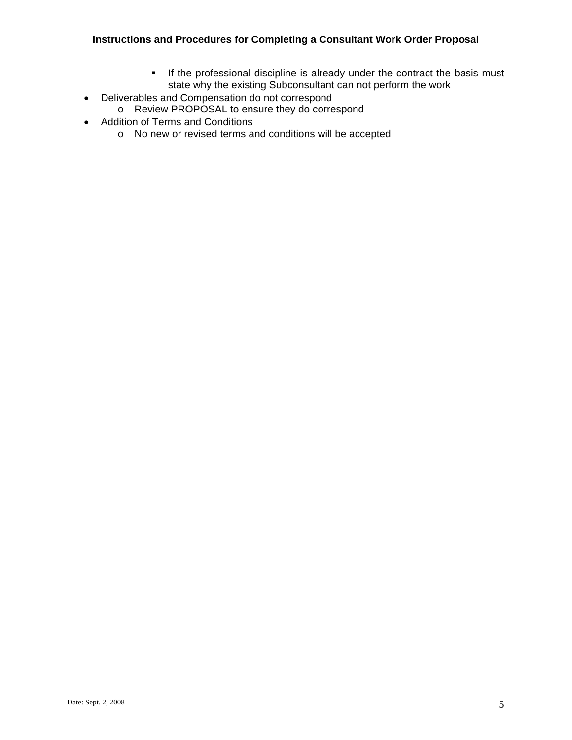- If the professional discipline is already under the contract the basis must state why the existing Subconsultant can not perform the work
- Deliverables and Compensation do not correspond
  - Review PROPOSAL to ensure they do correspond
- Addition of Terms and Conditions
  - No new or revised terms and conditions will be accepted